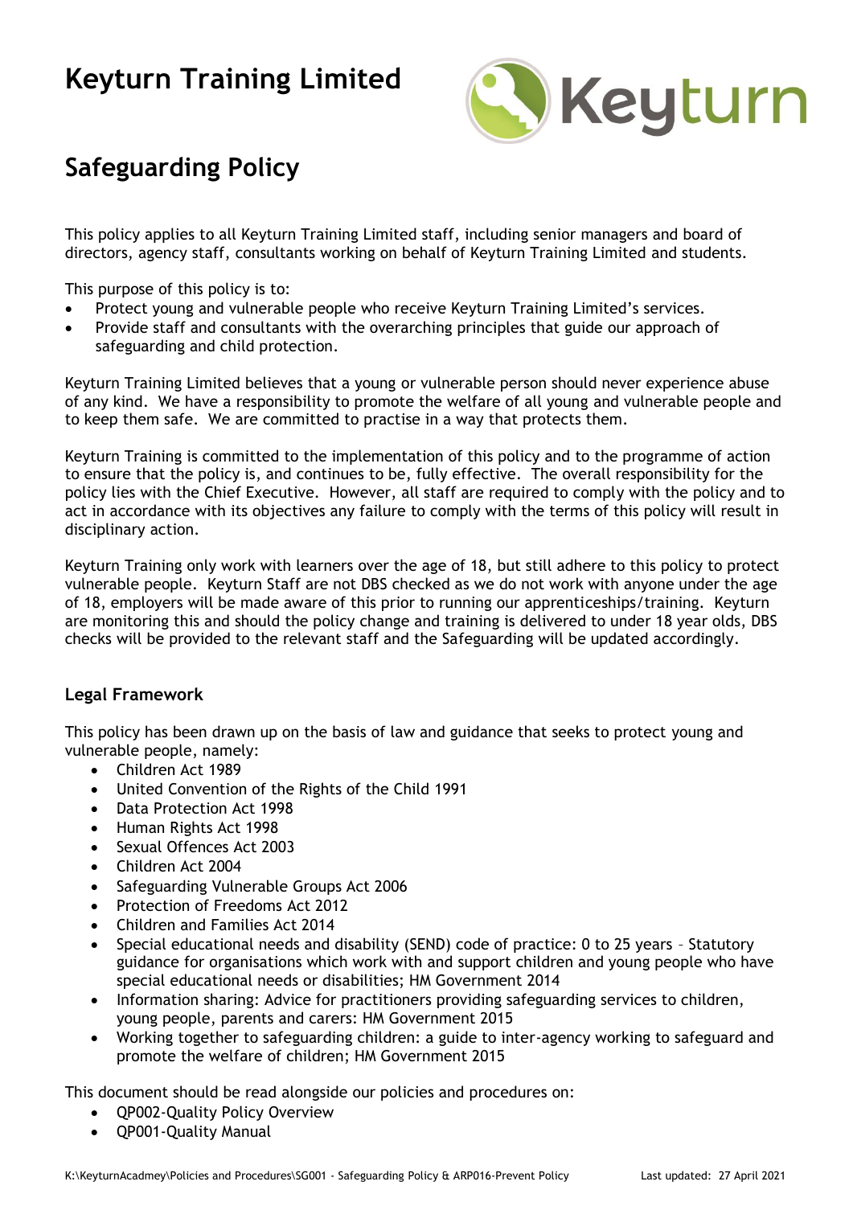# Keyturn Training Limited

## Safeguarding Policy

This policy applies to all Keyturn Training Limited staff, including senior managers and board of directors, agency staff, consultants working on behalf of Keyturn Training Limited and students.

This purpose of this policy is to:

- Protect young and vulnerable people who receive Keyturn Training Limited's services.
- Provide staff and consultants with the overarching principles that guide our approach of safeguarding and child protection.

Keyturn Training Limited believes that a young or vulnerable person should never experience abuse of any kind. We have a responsibility to promote the welfare of all young and vulnerable people and to keep them safe. We are committed to practise in a way that protects them.

Keyturn Training is committed to the implementation of this policy and to the programme of action to ensure that the policy is, and continues to be, fully effective. The overall responsibility for the policy lies with the Chief Executive. However, all staff are required to comply with the policy and to act in accordance with its objectives any failure to comply with the terms of this policy will result in disciplinary action.

Keyturn Training only work with learners over the age of 18, but still adhere to this policy to protect vulnerable people. Keyturn Staff are not DBS checked as we do not work with anyone under the age of 18, employers will be made aware of this prior to running our apprenticeships/training. Keyturn are monitoring this and should the policy change and training is delivered to under 18 year olds, DBS checks will be provided to the relevant staff and the Safeguarding will be updated accordingly.

### Legal Framework

This policy has been drawn up on the basis of law and guidance that seeks to protect young and vulnerable people, namely:

- Children Act 1989
- United Convention of the Rights of the Child 1991
- Data Protection Act 1998
- Human Rights Act 1998
- Sexual Offences Act 2003
- Children Act 2004
- Safeguarding Vulnerable Groups Act 2006
- Protection of Freedoms Act 2012
- Children and Families Act 2014
- Special educational needs and disability (SEND) code of practice: 0 to 25 years – Statutory guidance for organisations which work with and support children and young people who have special educational needs or disabilities; HM Government 2014
- Information sharing: Advice for practitioners providing safeguarding services to children, young people, parents and carers: HM Government 2015
- Working together to safeguarding children: a guide to inter-agency working to safeguard and promote the welfare of children; HM Government 2015

This document should be read alongside our policies and procedures on:

- QP002-Quality Policy Overview
- QP001-Quality Manual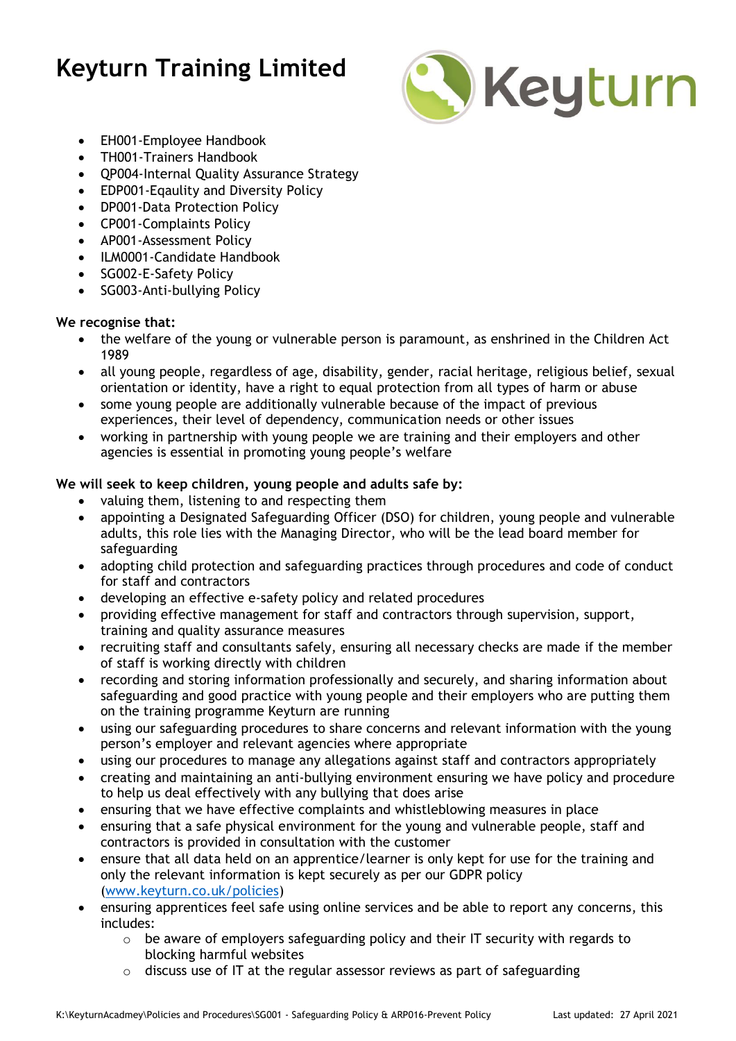# Keyturn Training Limited

- EH001-Employee Handbook
- TH001-Trainers Handbook
- QP004-Internal Quality Assurance Strategy
- EDP001-Eqaulity and Diversity Policy
- DP001-Data Protection Policy
- CP001-Complaints Policy
- AP001-Assessment Policy
- ILM0001-Candidate Handbook
- SG002-E-Safety Policy
- SG003-Anti-bullying Policy

**We recognise that:**

- the welfare of the young or vulnerable person is paramount, as enshrined in the Children Act 1989
- all young people, regardless of age, disability, gender, racial heritage, religious belief, sexual orientation or identity, have a right to equal protection from all types of harm or abuse
- some young people are additionally vulnerable because of the impact of previous experiences, their level of dependency, communication needs or other issues
- working in partnership with young people we are training and their employers and other agencies is essential in promoting young people's welfare

**We will seek to keep children, young people and adults safe by:**

- valuing them, listening to and respecting them
- appointing a Designated Safeguarding Officer (DSO) for children, young people and vulnerable adults, this role lies with the Managing Director, who will be the lead board member for safeguarding
- adopting child protection and safeguarding practices through procedures and code of conduct for staff and contractors
- developing an effective e-safety policy and related procedures
- providing effective management for staff and contractors through supervision, support, training and quality assurance measures
- recruiting staff and consultants safely, ensuring all necessary checks are made if the member of staff is working directly with children
- recording and storing information professionally and securely, and sharing information about safeguarding and good practice with young people and their employers who are putting them on the training programme Keyturn are running
- using our safeguarding procedures to share concerns and relevant information with the young person's employer and relevant agencies where appropriate
- using our procedures to manage any allegations against staff and contractors appropriately
- creating and maintaining an anti-bullying environment ensuring we have policy and procedure to help us deal effectively with any bullying that does arise
- ensuring that we have effective complaints and whistleblowing measures in place
- ensuring that a safe physical environment for the young and vulnerable people, staff and contractors is provided in consultation with the customer
- ensure that all data held on an apprentice/learner is only kept for use for the training and only the relevant information is kept securely as per our GDPR policy (www.keyturn.co.uk/policies)
- ensuring apprentices feel safe using online services and be able to report any concerns, this includes:
  - be aware of employers safeguarding policy and their IT security with regards to blocking harmful websites
  - discuss use of IT at the regular assessor reviews as part of safeguarding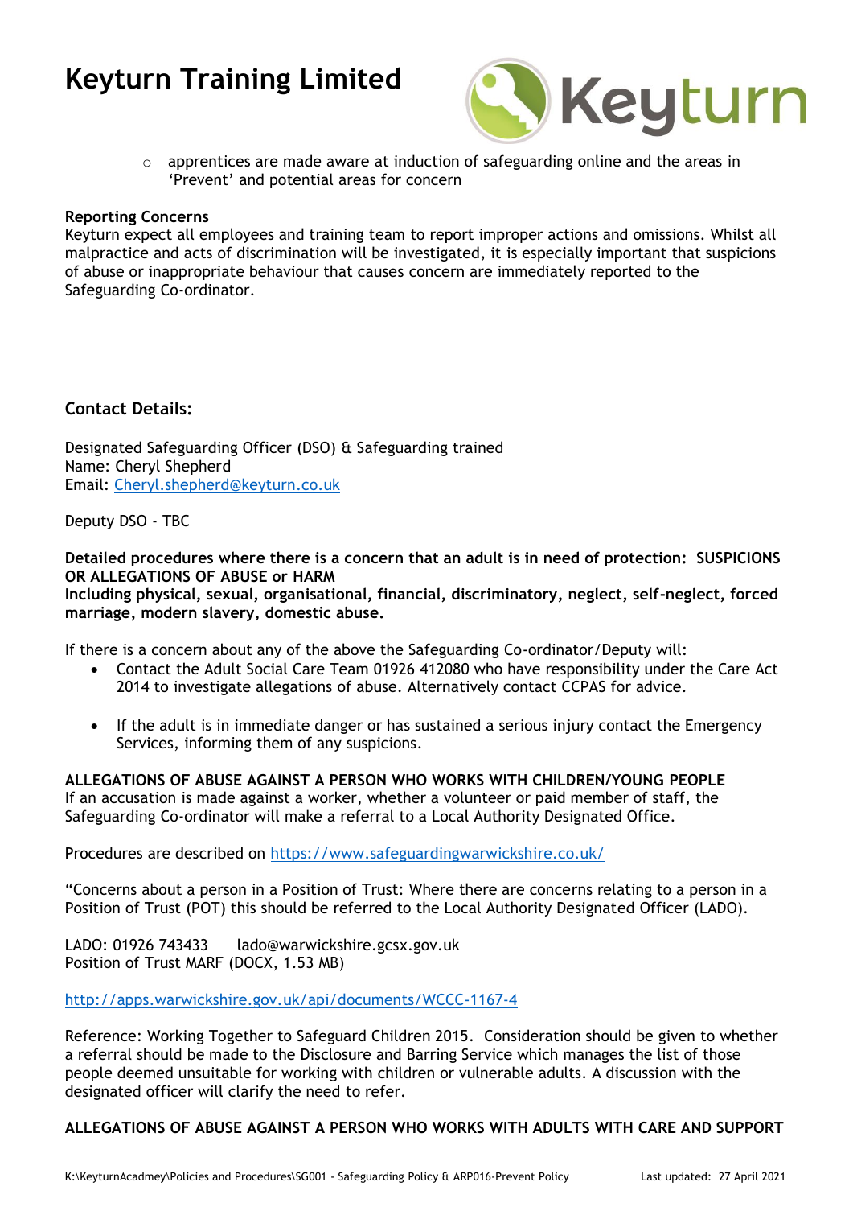- apprentices are made aware at induction of safeguarding online and the areas in 'Prevent' and potential areas for concern

**Reporting Concerns**
Keyturn expect all employees and training team to report improper actions and omissions. Whilst all malpractice and acts of discrimination will be investigated, it is especially important that suspicions of abuse or inappropriate behaviour that causes concern are immediately reported to the Safeguarding Co-ordinator.

**Contact Details:**

Designated Safeguarding Officer (DSO) & Safeguarding trained
Name: Cheryl Shepherd
Email: Cheryl.shepherd@keyturn.co.uk

Deputy DSO - TBC

**Detailed procedures where there is a concern that an adult is in need of protection: SUSPICIONS OR ALLEGATIONS OF ABUSE or HARM**
**Including physical, sexual, organisational, financial, discriminatory, neglect, self-neglect, forced marriage, modern slavery, domestic abuse.**

If there is a concern about any of the above the Safeguarding Co-ordinator/Deputy will:

- Contact the Adult Social Care Team 01926 412080 who have responsibility under the Care Act 2014 to investigate allegations of abuse. Alternatively contact CCPAS for advice.
- If the adult is in immediate danger or has sustained a serious injury contact the Emergency Services, informing them of any suspicions.

**ALLEGATIONS OF ABUSE AGAINST A PERSON WHO WORKS WITH CHILDREN/YOUNG PEOPLE**
If an accusation is made against a worker, whether a volunteer or paid member of staff, the Safeguarding Co-ordinator will make a referral to a Local Authority Designated Office.

Procedures are described on https://www.safeguardingwarwickshire.co.uk/

"Concerns about a person in a Position of Trust: Where there are concerns relating to a person in a Position of Trust (POT) this should be referred to the Local Authority Designated Officer (LADO).

LADO: 01926 743433 lado@warwickshire.gcsx.gov.uk
Position of Trust MARF (DOCX, 1.53 MB)

http://apps.warwickshire.gov.uk/api/documents/WCCC-1167-4

Reference: Working Together to Safeguard Children 2015. Consideration should be given to whether a referral should be made to the Disclosure and Barring Service which manages the list of those people deemed unsuitable for working with children or vulnerable adults. A discussion with the designated officer will clarify the need to refer.

**ALLEGATIONS OF ABUSE AGAINST A PERSON WHO WORKS WITH ADULTS WITH CARE AND SUPPORT**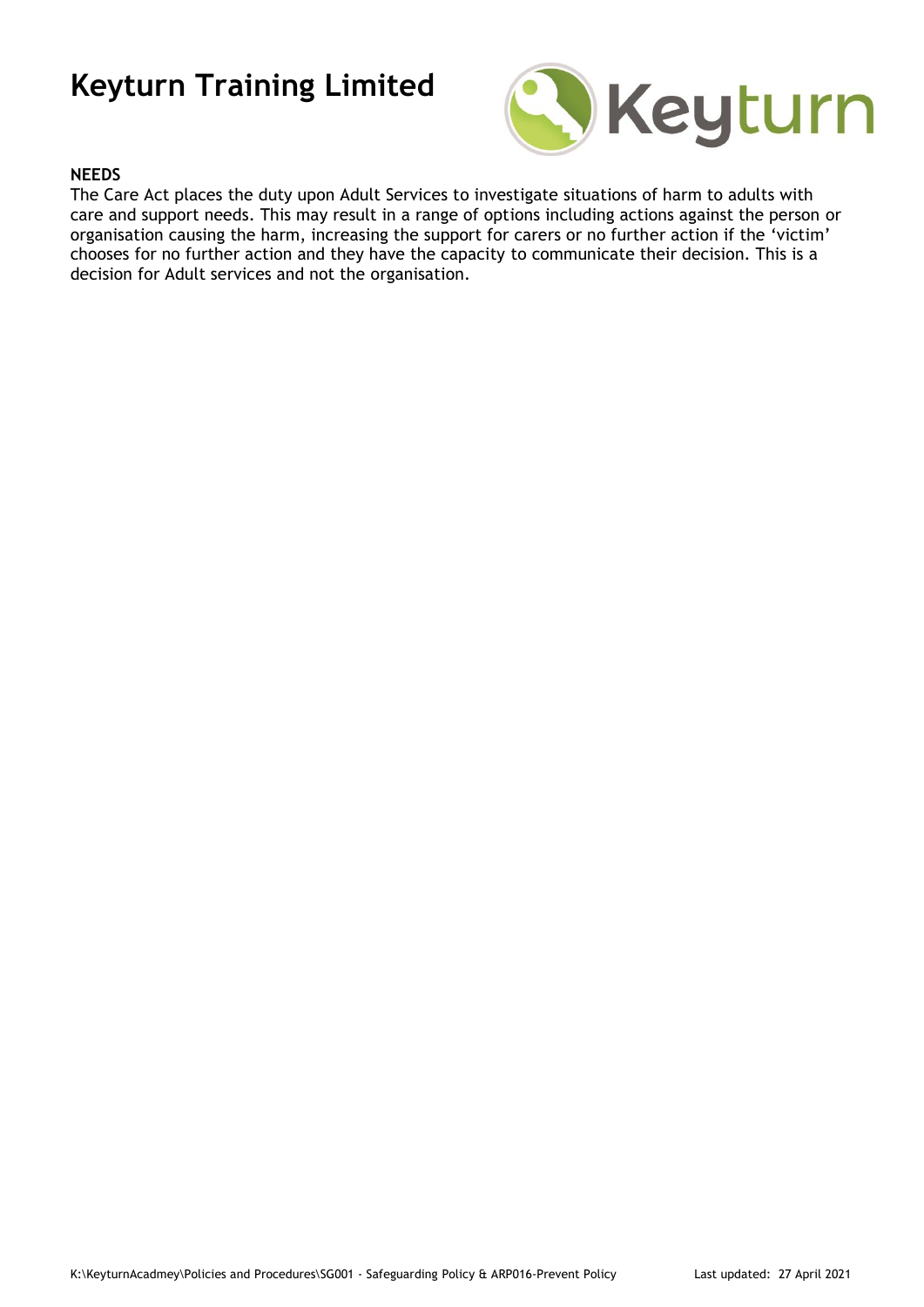**NEEDS**

The Care Act places the duty upon Adult Services to investigate situations of harm to adults with care and support needs. This may result in a range of options including actions against the person or organisation causing the harm, increasing the support for carers or no further action if the 'victim' chooses for no further action and they have the capacity to communicate their decision. This is a decision for Adult services and not the organisation.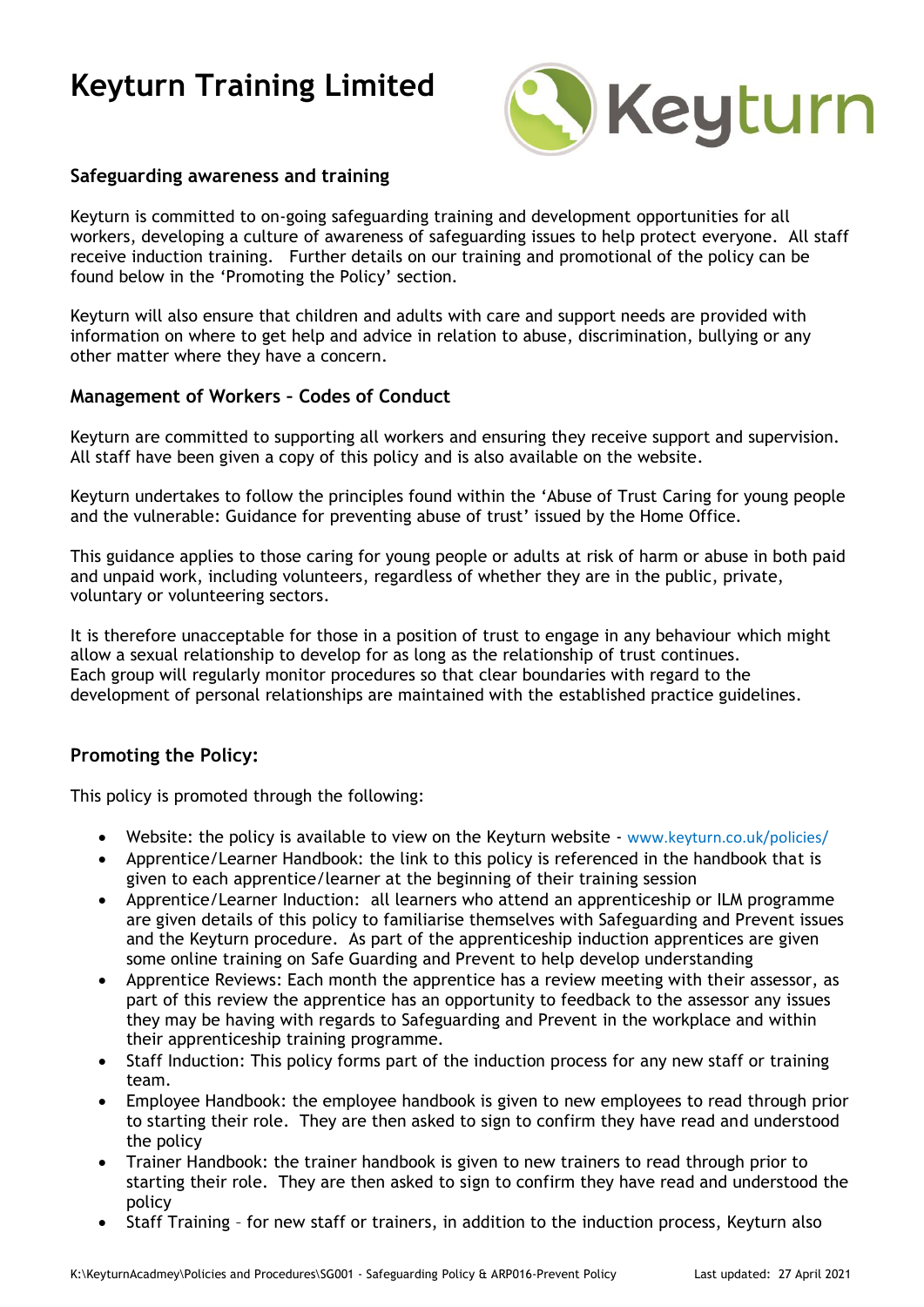# Keyturn Training Limited

### Safeguarding awareness and training

Keyturn is committed to on-going safeguarding training and development opportunities for all workers, developing a culture of awareness of safeguarding issues to help protect everyone. All staff receive induction training. Further details on our training and promotional of the policy can be found below in the 'Promoting the Policy' section.

Keyturn will also ensure that children and adults with care and support needs are provided with information on where to get help and advice in relation to abuse, discrimination, bullying or any other matter where they have a concern.

### Management of Workers – Codes of Conduct

Keyturn are committed to supporting all workers and ensuring they receive support and supervision. All staff have been given a copy of this policy and is also available on the website.

Keyturn undertakes to follow the principles found within the 'Abuse of Trust Caring for young people and the vulnerable: Guidance for preventing abuse of trust' issued by the Home Office.

This guidance applies to those caring for young people or adults at risk of harm or abuse in both paid and unpaid work, including volunteers, regardless of whether they are in the public, private, voluntary or volunteering sectors.

It is therefore unacceptable for those in a position of trust to engage in any behaviour which might allow a sexual relationship to develop for as long as the relationship of trust continues. Each group will regularly monitor procedures so that clear boundaries with regard to the development of personal relationships are maintained with the established practice guidelines.

### Promoting the Policy:

This policy is promoted through the following:

- Website: the policy is available to view on the Keyturn website - www.keyturn.co.uk/policies/
- Apprentice/Learner Handbook: the link to this policy is referenced in the handbook that is given to each apprentice/learner at the beginning of their training session
- Apprentice/Learner Induction: all learners who attend an apprenticeship or ILM programme are given details of this policy to familiarise themselves with Safeguarding and Prevent issues and the Keyturn procedure. As part of the apprenticeship induction apprentices are given some online training on Safe Guarding and Prevent to help develop understanding
- Apprentice Reviews: Each month the apprentice has a review meeting with their assessor, as part of this review the apprentice has an opportunity to feedback to the assessor any issues they may be having with regards to Safeguarding and Prevent in the workplace and within their apprenticeship training programme.
- Staff Induction: This policy forms part of the induction process for any new staff or training team.
- Employee Handbook: the employee handbook is given to new employees to read through prior to starting their role. They are then asked to sign to confirm they have read and understood the policy
- Trainer Handbook: the trainer handbook is given to new trainers to read through prior to starting their role. They are then asked to sign to confirm they have read and understood the policy
- Staff Training – for new staff or trainers, in addition to the induction process, Keyturn also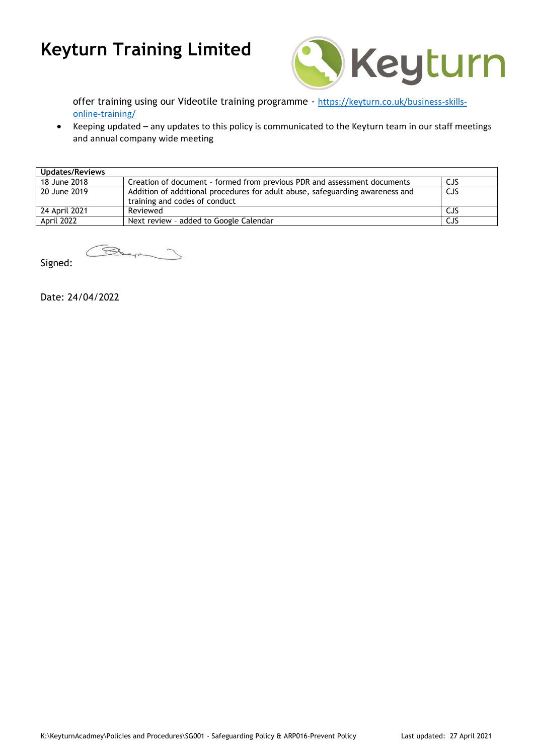offer training using our Videotile training programme - https://keyturn.co.uk/business-skills-online-training/

- Keeping updated – any updates to this policy is communicated to the Keyturn team in our staff meetings and annual company wide meeting

| Updates/Reviews | | |
|---|---|---|
| 18 June 2018 | Creation of document - formed from previous PDR and assessment documents | CJS |
| 20 June 2019 | Addition of additional procedures for adult abuse, safeguarding awareness and training and codes of conduct | CJS |
| 24 April 2021 | Reviewed | CJS |
| April 2022 | Next review - added to Google Calendar | CJS |

Signed:

Date: 24/04/2022